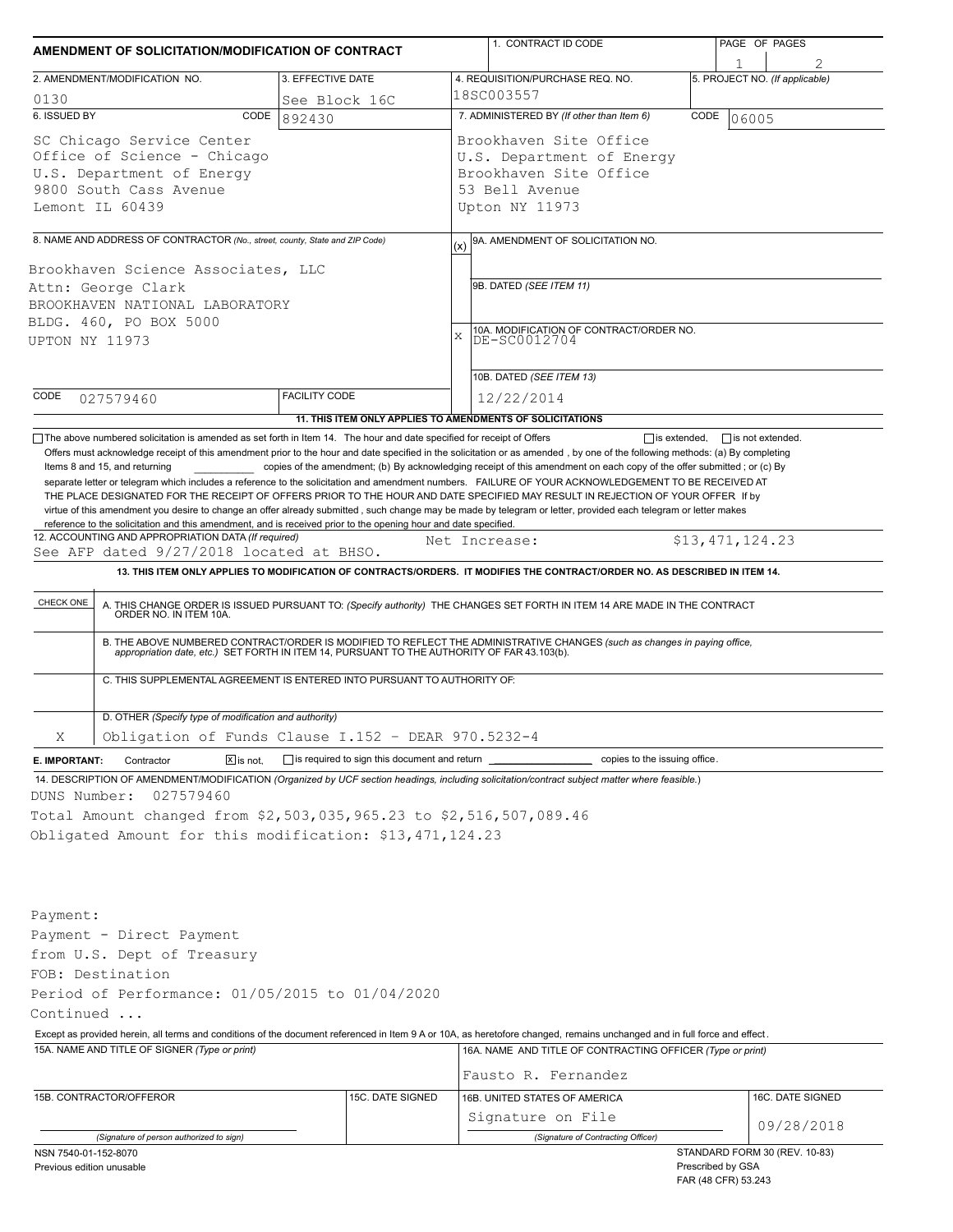# AMENDMENT OF SOLICITATION/MODIFICATION OF CONTRACT

| 1. CONTRACT ID CODE | PAGE OF PAGES |
|---|---|
| | 1 / 2 |

| 2. AMENDMENT/MODIFICATION NO. | 3. EFFECTIVE DATE | 4. REQUISITION/PURCHASE REQ. NO. | 5. PROJECT NO. (If applicable) |
|---|---|---|---|
| 0130 | See Block 16C | 18SC003557 | |

**6. ISSUED BY** CODE 892430

SC Chicago Service Center
Office of Science - Chicago
U.S. Department of Energy
9800 South Cass Avenue
Lemont IL 60439

**7. ADMINISTERED BY** (If other than Item 6) CODE 06005

Brookhaven Site Office
U.S. Department of Energy
Brookhaven Site Office
53 Bell Avenue
Upton NY 11973

**8. NAME AND ADDRESS OF CONTRACTOR** (No., street, county, State and ZIP Code)

Brookhaven Science Associates, LLC
Attn: George Clark
BROOKHAVEN NATIONAL LABORATORY
BLDG. 460, PO BOX 5000
UPTON NY 11973

CODE 027579460 FACILITY CODE

(x) 9A. AMENDMENT OF SOLICITATION NO.

9B. DATED (SEE ITEM 11)

X 10A. MODIFICATION OF CONTRACT/ORDER NO. DE-SC0012704

10B. DATED (SEE ITEM 13) 12/22/2014

**11. THIS ITEM ONLY APPLIES TO AMENDMENTS OF SOLICITATIONS**

☐ The above numbered solicitation is amended as set forth in Item 14. The hour and date specified for receipt of Offers ☐ is extended, ☐ is not extended.

Offers must acknowledge receipt of this amendment prior to the hour and date specified in the solicitation or as amended , by one of the following methods: (a) By completing Items 8 and 15, and returning __________ copies of the amendment; (b) By acknowledging receipt of this amendment on each copy of the offer submitted ; or (c) By separate letter or telegram which includes a reference to the solicitation and amendment numbers. FAILURE OF YOUR ACKNOWLEDGEMENT TO BE RECEIVED AT THE PLACE DESIGNATED FOR THE RECEIPT OF OFFERS PRIOR TO THE HOUR AND DATE SPECIFIED MAY RESULT IN REJECTION OF YOUR OFFER If by virtue of this amendment you desire to change an offer already submitted , such change may be made by telegram or letter, provided each telegram or letter makes reference to the solicitation and this amendment, and is received prior to the opening hour and date specified.

**12. ACCOUNTING AND APPROPRIATION DATA** (If required)
See AFP dated 9/27/2018 located at BHSO. Net Increase: $13,471,124.23

**13. THIS ITEM ONLY APPLIES TO MODIFICATION OF CONTRACTS/ORDERS. IT MODIFIES THE CONTRACT/ORDER NO. AS DESCRIBED IN ITEM 14.**

| CHECK ONE | |
|---|---|
| | A. THIS CHANGE ORDER IS ISSUED PURSUANT TO: (Specify authority) THE CHANGES SET FORTH IN ITEM 14 ARE MADE IN THE CONTRACT ORDER NO. IN ITEM 10A. |
| | B. THE ABOVE NUMBERED CONTRACT/ORDER IS MODIFIED TO REFLECT THE ADMINISTRATIVE CHANGES (such as changes in paying office, appropriation date, etc.) SET FORTH IN ITEM 14, PURSUANT TO THE AUTHORITY OF FAR 43.103(b). |
| | C. THIS SUPPLEMENTAL AGREEMENT IS ENTERED INTO PURSUANT TO AUTHORITY OF: |
| X | D. OTHER (Specify type of modification and authority) Obligation of Funds Clause I.152 - DEAR 970.5232-4 |

**E. IMPORTANT:** Contractor ☒ is not, ☐ is required to sign this document and return __________ copies to the issuing office.

**14. DESCRIPTION OF AMENDMENT/MODIFICATION** (Organized by UCF section headings, including solicitation/contract subject matter where feasible.)

DUNS Number: 027579460
Total Amount changed from $2,503,035,965.23 to $2,516,507,089.46
Obligated Amount for this modification: $13,471,124.23

Payment:
Payment - Direct Payment
from U.S. Dept of Treasury
FOB: Destination
Period of Performance: 01/05/2015 to 01/04/2020
Continued ...

Except as provided herein, all terms and conditions of the document referenced in Item 9 A or 10A, as heretofore changed, remains unchanged and in full force and effect.

| 15A. NAME AND TITLE OF SIGNER (Type or print) | | 16A. NAME AND TITLE OF CONTRACTING OFFICER (Type or print) | |
|---|---|---|---|
| | | Fausto R. Fernandez | |
| 15B. CONTRACTOR/OFFEROR | 15C. DATE SIGNED | 16B. UNITED STATES OF AMERICA | 16C. DATE SIGNED |
| (Signature of person authorized to sign) | | Signature on File (Signature of Contracting Officer) | 09/28/2018 |

NSN 7540-01-152-8070
Previous edition unusable

STANDARD FORM 30 (REV. 10-83)
Prescribed by GSA
FAR (48 CFR) 53.243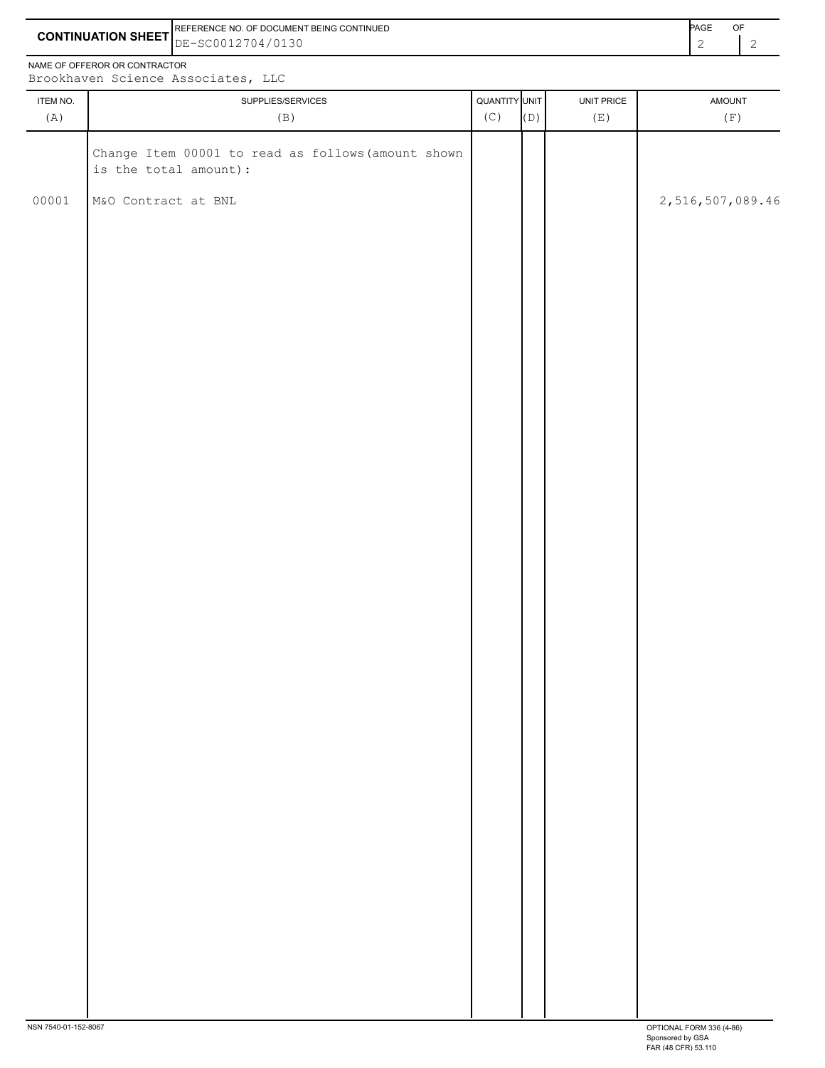**CONTINUATION SHEET**

REFERENCE NO. OF DOCUMENT BEING CONTINUED: DE-SC0012704/0130

NAME OF OFFEROR OR CONTRACTOR: Brookhaven Science Associates, LLC

| ITEM NO. (A) | SUPPLIES/SERVICES (B) | QUANTITY (C) | UNIT (D) | UNIT PRICE (E) | AMOUNT (F) |
|---|---|---|---|---|---|
| | Change Item 00001 to read as follows(amount shown is the total amount): | | | | |
| 00001 | M&O Contract at BNL | | | | 2,516,507,089.46 |

NSN 7540-01-152-8067

OPTIONAL FORM 336 (4-86)
Sponsored by GSA
FAR (48 CFR) 53.110